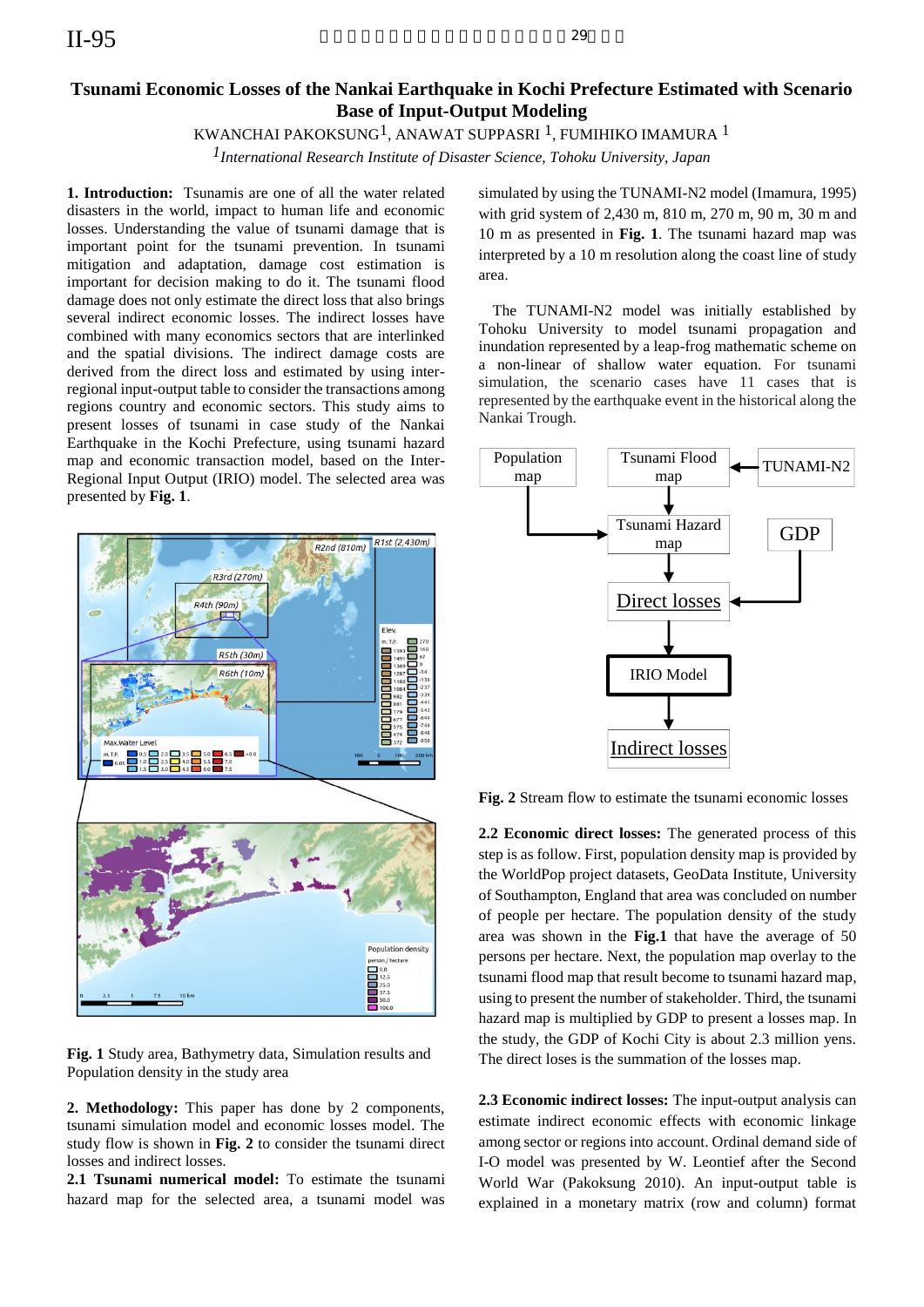# Tsunami Economic Losses of the Nankai Earthquake in Kochi Prefecture Estimated with Scenario Base of Input-Output Modeling

KWANCHAI PAKOKSUNG[1], ANAWAT SUPPASRI [1], FUMIHIKO IMAMURA [1]

[1]*International Research Institute of Disaster Science, Tohoku University, Japan*

**1. Introduction:** Tsunamis are one of all the water related disasters in the world, impact to human life and economic losses. Understanding the value of tsunami damage that is important point for the tsunami prevention. In tsunami mitigation and adaptation, damage cost estimation is important for decision making to do it. The tsunami flood damage does not only estimate the direct loss that also brings several indirect economic losses. The indirect losses have combined with many economics sectors that are interlinked and the spatial divisions. The indirect damage costs are derived from the direct loss and estimated by using inter-regional input-output table to consider the transactions among regions country and economic sectors. This study aims to present losses of tsunami in case study of the Nankai Earthquake in the Kochi Prefecture, using tsunami hazard map and economic transaction model, based on the Inter-Regional Input Output (IRIO) model. The selected area was presented by **Fig. 1**.

**Fig. 1** Study area, Bathymetry data, Simulation results and Population density in the study area

**2. Methodology:** This paper has done by 2 components, tsunami simulation model and economic losses model. The study flow is shown in **Fig. 2** to consider the tsunami direct losses and indirect losses.

**2.1 Tsunami numerical model:** To estimate the tsunami hazard map for the selected area, a tsunami model was simulated by using the TUNAMI-N2 model (Imamura, 1995) with grid system of 2,430 m, 810 m, 270 m, 90 m, 30 m and 10 m as presented in **Fig. 1**. The tsunami hazard map was interpreted by a 10 m resolution along the coast line of study area.

The TUNAMI-N2 model was initially established by Tohoku University to model tsunami propagation and inundation represented by a leap-frog mathematic scheme on a non-linear of shallow water equation. For tsunami simulation, the scenario cases have 11 cases that is represented by the earthquake event in the historical along the Nankai Trough.

**Fig. 2** Stream flow to estimate the tsunami economic losses

**2.2 Economic direct losses:** The generated process of this step is as follow. First, population density map is provided by the WorldPop project datasets, GeoData Institute, University of Southampton, England that area was concluded on number of people per hectare. The population density of the study area was shown in the **Fig.1** that have the average of 50 persons per hectare. Next, the population map overlay to the tsunami flood map that result become to tsunami hazard map, using to present the number of stakeholder. Third, the tsunami hazard map is multiplied by GDP to present a losses map. In the study, the GDP of Kochi City is about 2.3 million yens. The direct loses is the summation of the losses map.

**2.3 Economic indirect losses:** The input-output analysis can estimate indirect economic effects with economic linkage among sector or regions into account. Ordinal demand side of I-O model was presented by W. Leontief after the Second World War (Pakoksung 2010). An input-output table is explained in a monetary matrix (row and column) format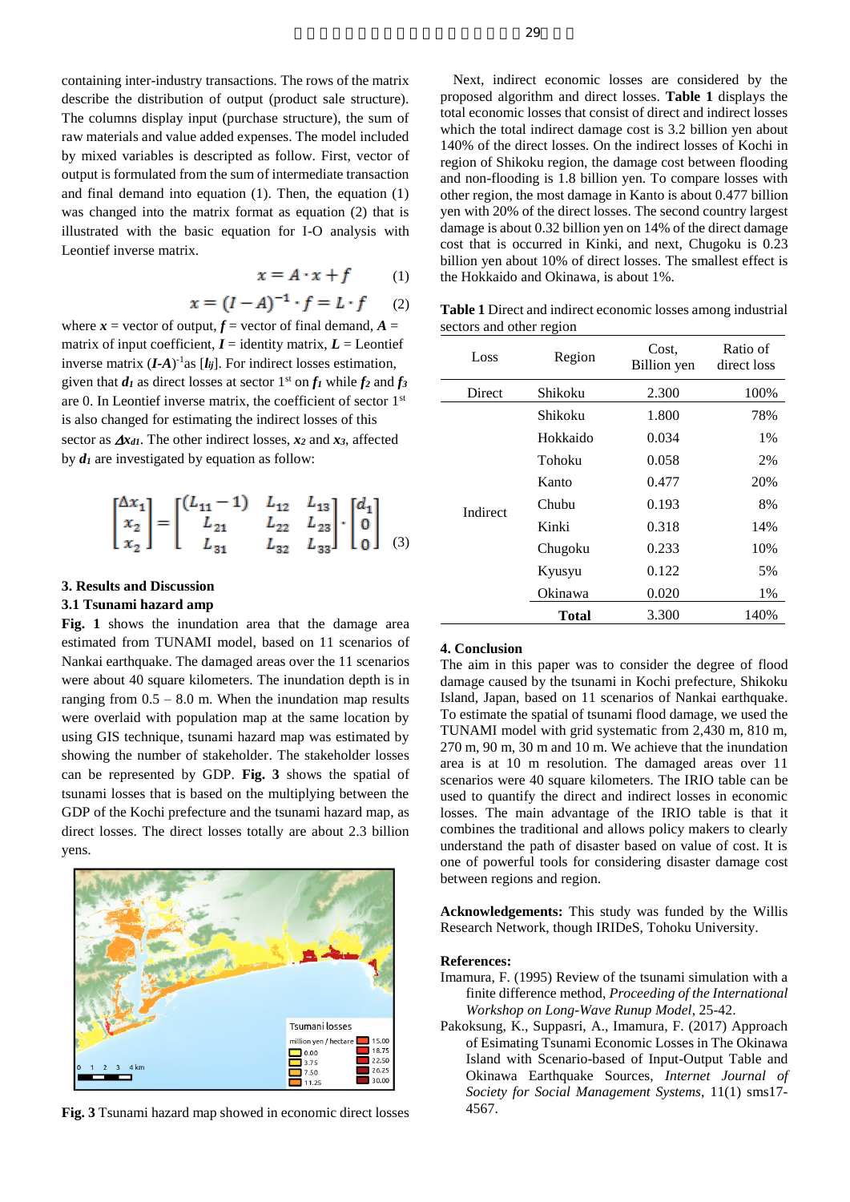containing inter-industry transactions. The rows of the matrix describe the distribution of output (product sale structure). The columns display input (purchase structure), the sum of raw materials and value added expenses. The model included by mixed variables is descripted as follow. First, vector of output is formulated from the sum of intermediate transaction and final demand into equation (1). Then, the equation (1) was changed into the matrix format as equation (2) that is illustrated with the basic equation for I-O analysis with Leontief inverse matrix.

$$x = A \cdot x + f \qquad (1)$$

$$x = (I - A)^{-1} \cdot f = L \cdot f \qquad (2)$$

where $\boldsymbol{x}$ = vector of output, $\boldsymbol{f}$ = vector of final demand, $\boldsymbol{A}$ = matrix of input coefficient, $\boldsymbol{I}$ = identity matrix, $\boldsymbol{L}$ = Leontief inverse matrix $(\boldsymbol{I}\text{-}\boldsymbol{A})^{-1}$as $[\boldsymbol{l_{ij}}]$. For indirect losses estimation, given that $\boldsymbol{d_1}$ as direct losses at sector 1[st] on $\boldsymbol{f_1}$ while $\boldsymbol{f_2}$ and $\boldsymbol{f_3}$ are 0. In Leontief inverse matrix, the coefficient of sector 1[st] is also changed for estimating the indirect losses of this sector as $\Delta \boldsymbol{x_{d1}}$. The other indirect losses, $\boldsymbol{x_2}$ and $\boldsymbol{x_3}$, affected by $\boldsymbol{d_1}$ are investigated by equation as follow:

$$\begin{bmatrix} \Delta x_1 \\ x_2 \\ x_2 \end{bmatrix} = \begin{bmatrix} (L_{11}-1) & L_{12} & L_{13} \\ L_{21} & L_{22} & L_{23} \\ L_{31} & L_{32} & L_{33} \end{bmatrix} \cdot \begin{bmatrix} d_1 \\ 0 \\ 0 \end{bmatrix} \qquad (3)$$

## 3. Results and Discussion

### 3.1 Tsunami hazard amp

**Fig. 1** shows the inundation area that the damage area estimated from TUNAMI model, based on 11 scenarios of Nankai earthquake. The damaged areas over the 11 scenarios were about 40 square kilometers. The inundation depth is in ranging from 0.5 – 8.0 m. When the inundation map results were overlaid with population map at the same location by using GIS technique, tsunami hazard map was estimated by showing the number of stakeholder. The stakeholder losses can be represented by GDP. **Fig. 3** shows the spatial of tsunami losses that is based on the multiplying between the GDP of the Kochi prefecture and the tsunami hazard map, as direct losses. The direct losses totally are about 2.3 billion yens.

Tsunami losses
million yen / hectare
0.00
3.75
7.50
11.25
15.00
18.75
22.50
26.25
30.00
0 1 2 3 4 km

**Fig. 3** Tsunami hazard map showed in economic direct losses

Next, indirect economic losses are considered by the proposed algorithm and direct losses. **Table 1** displays the total economic losses that consist of direct and indirect losses which the total indirect damage cost is 3.2 billion yen about 140% of the direct losses. On the indirect losses of Kochi in region of Shikoku region, the damage cost between flooding and non-flooding is 1.8 billion yen. To compare losses with other region, the most damage in Kanto is about 0.477 billion yen with 20% of the direct losses. The second country largest damage is about 0.32 billion yen on 14% of the direct damage cost that is occurred in Kinki, and next, Chugoku is 0.23 billion yen about 10% of direct losses. The smallest effect is the Hokkaido and Okinawa, is about 1%.

**Table 1** Direct and indirect economic losses among industrial sectors and other region

| Loss | Region | Cost, Billion yen | Ratio of direct loss |
|---|---|---|---|
| Direct | Shikoku | 2.300 | 100% |
| Indirect | Shikoku | 1.800 | 78% |
| | Hokkaido | 0.034 | 1% |
| | Tohoku | 0.058 | 2% |
| | Kanto | 0.477 | 20% |
| | Chubu | 0.193 | 8% |
| | Kinki | 0.318 | 14% |
| | Chugoku | 0.233 | 10% |
| | Kyusyu | 0.122 | 5% |
| | Okinawa | 0.020 | 1% |
| | **Total** | 3.300 | 140% |

## 4. Conclusion

The aim in this paper was to consider the degree of flood damage caused by the tsunami in Kochi prefecture, Shikoku Island, Japan, based on 11 scenarios of Nankai earthquake. To estimate the spatial of tsunami flood damage, we used the TUNAMI model with grid systematic from 2,430 m, 810 m, 270 m, 90 m, 30 m and 10 m. We achieve that the inundation area is at 10 m resolution. The damaged areas over 11 scenarios were 40 square kilometers. The IRIO table can be used to quantify the direct and indirect losses in economic losses. The main advantage of the IRIO table is that it combines the traditional and allows policy makers to clearly understand the path of disaster based on value of cost. It is one of powerful tools for considering disaster damage cost between regions and region.

**Acknowledgements:** This study was funded by the Willis Research Network, though IRIDeS, Tohoku University.

**References:**

Imamura, F. (1995) Review of the tsunami simulation with a finite difference method, *Proceeding of the International Workshop on Long-Wave Runup Model*, 25-42.

Pakoksung, K., Suppasri, A., Imamura, F. (2017) Approach of Esimating Tsunami Economic Losses in The Okinawa Island with Scenario-based of Input-Output Table and Okinawa Earthquake Sources, *Internet Journal of Society for Social Management Systems*, 11(1) sms17-4567.